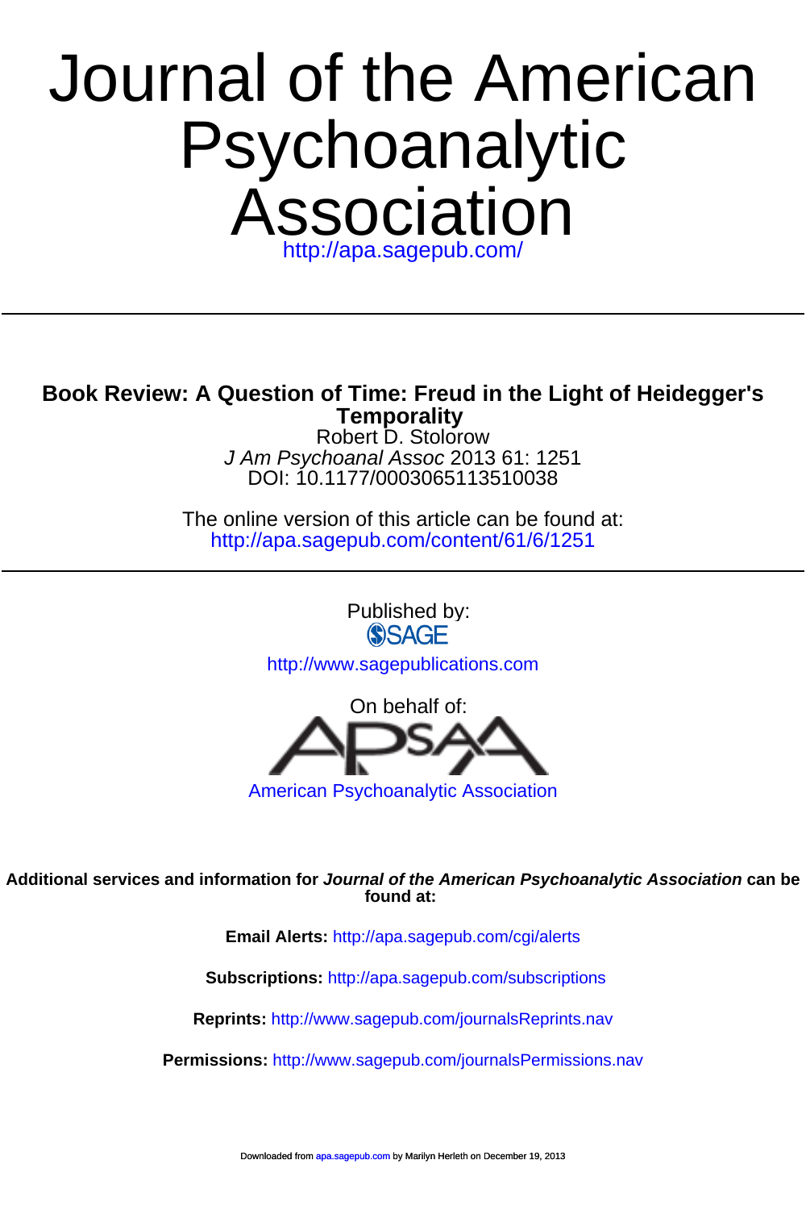# Journal of the American Psychoanalytic Association

http://apa.sagepub.com/

---

## Book Review: A Question of Time: Freud in the Light of Heidegger's Temporality

Robert D. Stolorow

*J Am Psychoanal Assoc* 2013 61: 1251

DOI: 10.1177/0003065113510038

The online version of this article can be found at:

http://apa.sagepub.com/content/61/6/1251

---

Published by:

SAGE

http://www.sagepublications.com

On behalf of:

APsaA

American Psychoanalytic Association

**Additional services and information for *Journal of the American Psychoanalytic Association* can be found at:**

**Email Alerts:** http://apa.sagepub.com/cgi/alerts

**Subscriptions:** http://apa.sagepub.com/subscriptions

**Reprints:** http://www.sagepub.com/journalsReprints.nav

**Permissions:** http://www.sagepub.com/journalsPermissions.nav

Downloaded from apa.sagepub.com by Marilyn Herleth on December 19, 2013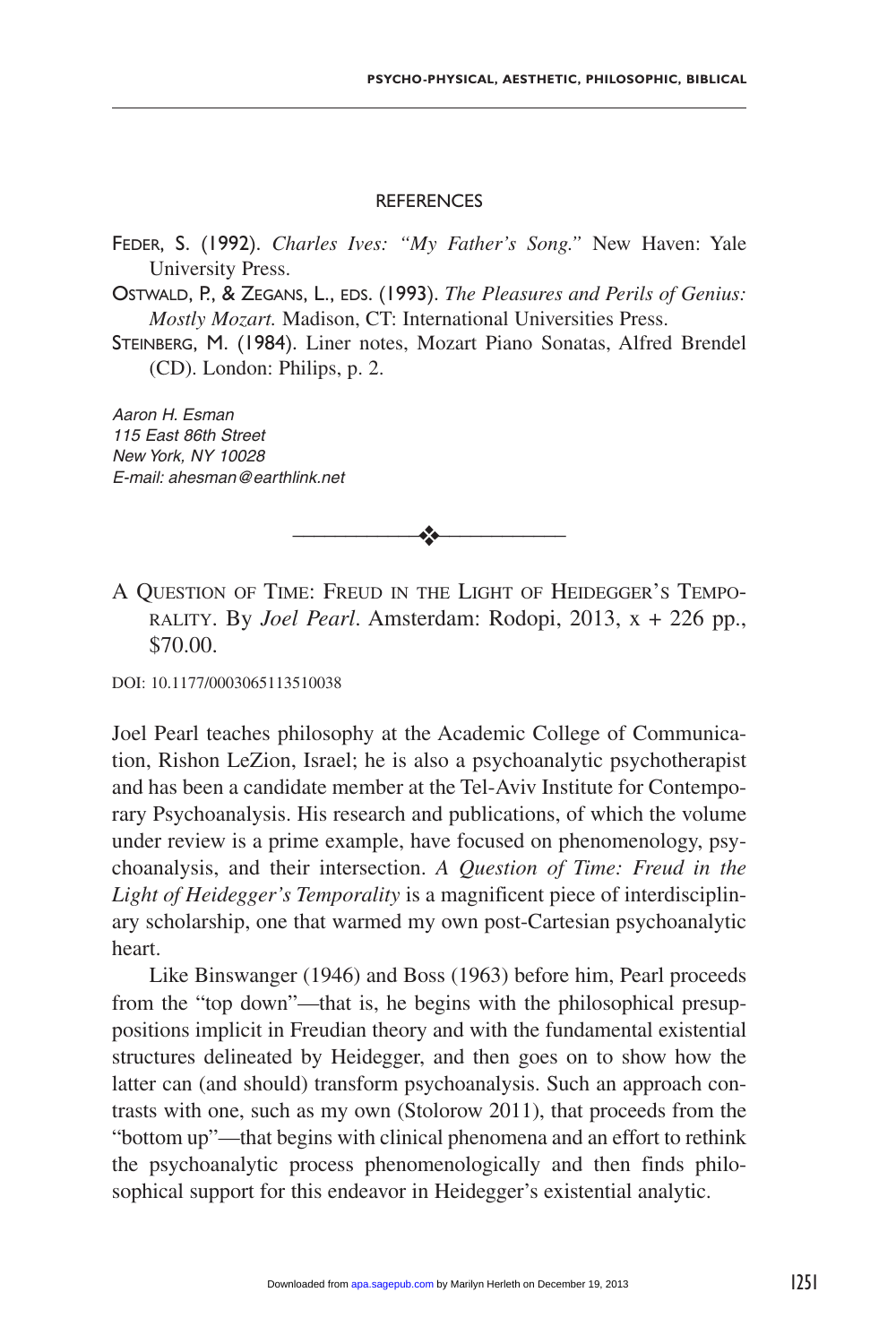## REFERENCES

Feder, S. (1992). *Charles Ives: "My Father's Song."* New Haven: Yale University Press.

Ostwald, P., & Zegans, L., eds. (1993). *The Pleasures and Perils of Genius: Mostly Mozart.* Madison, CT: International Universities Press.

Steinberg, M. (1984). Liner notes, Mozart Piano Sonatas, Alfred Brendel (CD). London: Philips, p. 2.

*Aaron H. Esman*
*115 East 86th Street*
*New York, NY 10028*
*E-mail: ahesman@earthlink.net*

---

A Question of Time: Freud in the Light of Heidegger's Temporality. By *Joel Pearl*. Amsterdam: Rodopi, 2013, x + 226 pp., $70.00.

DOI: 10.1177/0003065113510038

Joel Pearl teaches philosophy at the Academic College of Communication, Rishon LeZion, Israel; he is also a psychoanalytic psychotherapist and has been a candidate member at the Tel-Aviv Institute for Contemporary Psychoanalysis. His research and publications, of which the volume under review is a prime example, have focused on phenomenology, psychoanalysis, and their intersection. *A Question of Time: Freud in the Light of Heidegger's Temporality* is a magnificent piece of interdisciplinary scholarship, one that warmed my own post-Cartesian psychoanalytic heart.

Like Binswanger (1946) and Boss (1963) before him, Pearl proceeds from the "top down"—that is, he begins with the philosophical presuppositions implicit in Freudian theory and with the fundamental existential structures delineated by Heidegger, and then goes on to show how the latter can (and should) transform psychoanalysis. Such an approach contrasts with one, such as my own (Stolorow 2011), that proceeds from the "bottom up"—that begins with clinical phenomena and an effort to rethink the psychoanalytic process phenomenologically and then finds philosophical support for this endeavor in Heidegger's existential analytic.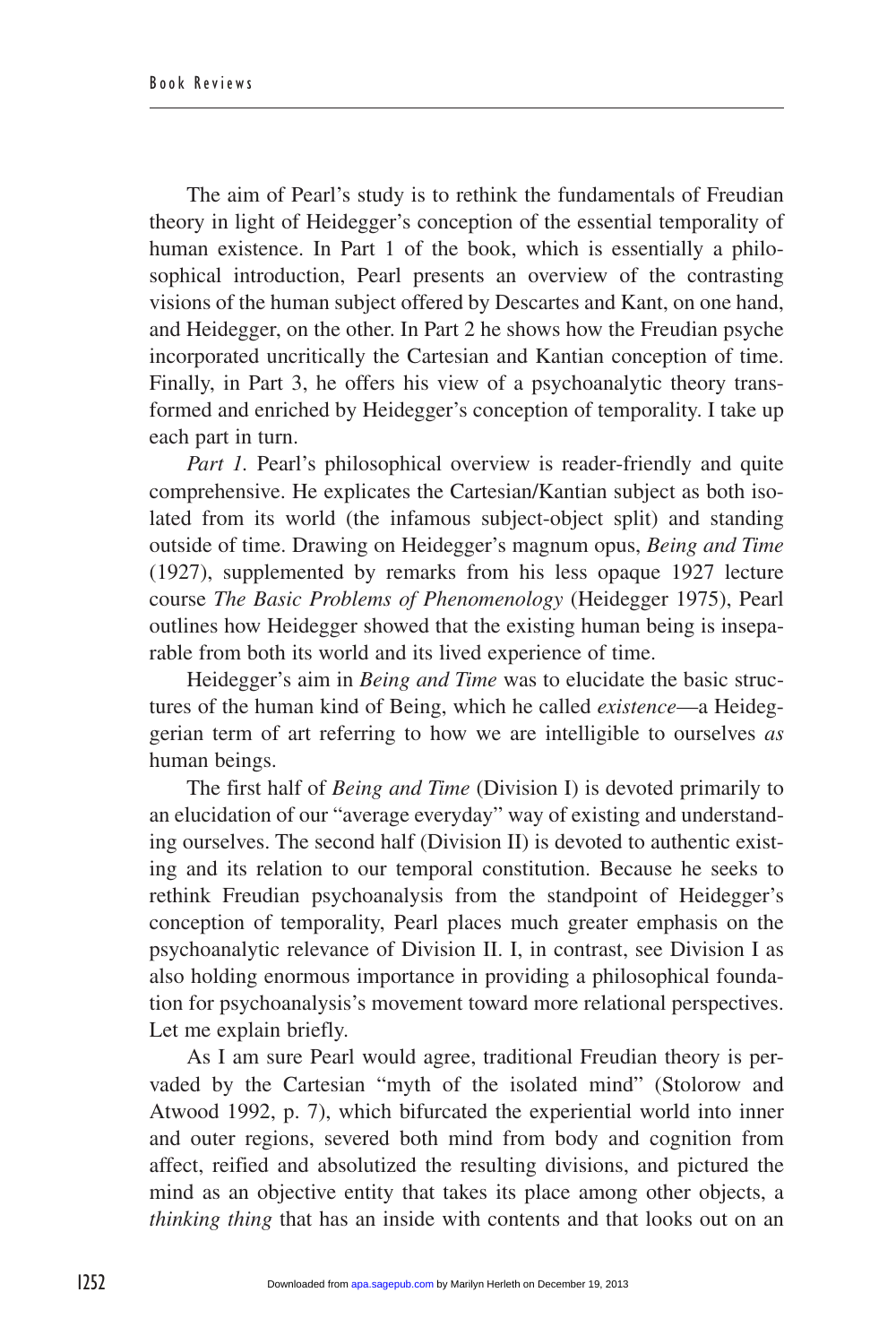The aim of Pearl's study is to rethink the fundamentals of Freudian theory in light of Heidegger's conception of the essential temporality of human existence. In Part 1 of the book, which is essentially a philosophical introduction, Pearl presents an overview of the contrasting visions of the human subject offered by Descartes and Kant, on one hand, and Heidegger, on the other. In Part 2 he shows how the Freudian psyche incorporated uncritically the Cartesian and Kantian conception of time. Finally, in Part 3, he offers his view of a psychoanalytic theory transformed and enriched by Heidegger's conception of temporality. I take up each part in turn.

*Part 1.* Pearl's philosophical overview is reader-friendly and quite comprehensive. He explicates the Cartesian/Kantian subject as both isolated from its world (the infamous subject-object split) and standing outside of time. Drawing on Heidegger's magnum opus, *Being and Time* (1927), supplemented by remarks from his less opaque 1927 lecture course *The Basic Problems of Phenomenology* (Heidegger 1975), Pearl outlines how Heidegger showed that the existing human being is inseparable from both its world and its lived experience of time.

Heidegger's aim in *Being and Time* was to elucidate the basic structures of the human kind of Being, which he called *existence*—a Heideggerian term of art referring to how we are intelligible to ourselves *as* human beings.

The first half of *Being and Time* (Division I) is devoted primarily to an elucidation of our "average everyday" way of existing and understanding ourselves. The second half (Division II) is devoted to authentic existing and its relation to our temporal constitution. Because he seeks to rethink Freudian psychoanalysis from the standpoint of Heidegger's conception of temporality, Pearl places much greater emphasis on the psychoanalytic relevance of Division II. I, in contrast, see Division I as also holding enormous importance in providing a philosophical foundation for psychoanalysis's movement toward more relational perspectives. Let me explain briefly.

As I am sure Pearl would agree, traditional Freudian theory is pervaded by the Cartesian "myth of the isolated mind" (Stolorow and Atwood 1992, p. 7), which bifurcated the experiential world into inner and outer regions, severed both mind from body and cognition from affect, reified and absolutized the resulting divisions, and pictured the mind as an objective entity that takes its place among other objects, a *thinking thing* that has an inside with contents and that looks out on an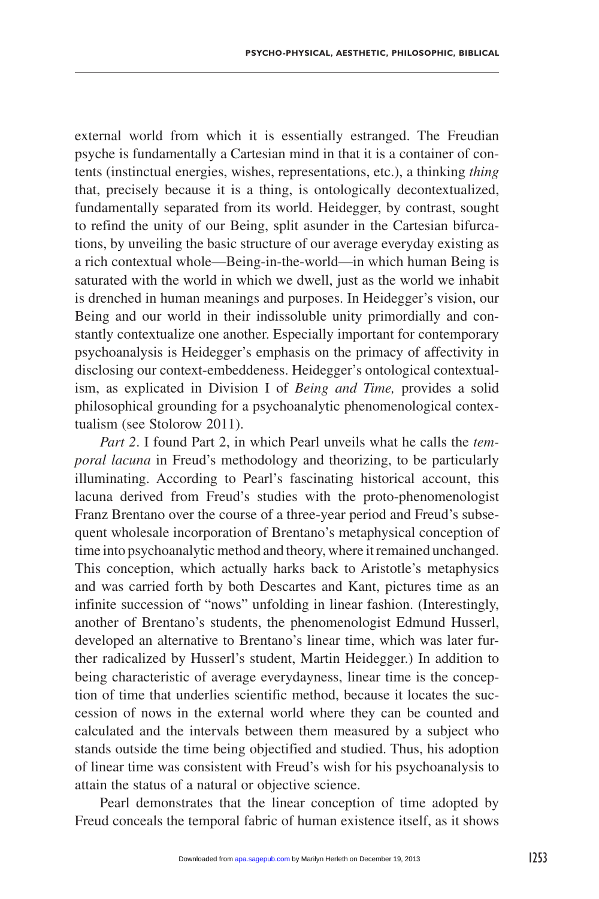external world from which it is essentially estranged. The Freudian psyche is fundamentally a Cartesian mind in that it is a container of contents (instinctual energies, wishes, representations, etc.), a thinking *thing* that, precisely because it is a thing, is ontologically decontextualized, fundamentally separated from its world. Heidegger, by contrast, sought to refind the unity of our Being, split asunder in the Cartesian bifurcations, by unveiling the basic structure of our average everyday existing as a rich contextual whole—Being-in-the-world—in which human Being is saturated with the world in which we dwell, just as the world we inhabit is drenched in human meanings and purposes. In Heidegger's vision, our Being and our world in their indissoluble unity primordially and constantly contextualize one another. Especially important for contemporary psychoanalysis is Heidegger's emphasis on the primacy of affectivity in disclosing our context-embeddedness. Heidegger's ontological contextualism, as explicated in Division I of *Being and Time,* provides a solid philosophical grounding for a psychoanalytic phenomenological contextualism (see Stolorow 2011).

*Part 2*. I found Part 2, in which Pearl unveils what he calls the *temporal lacuna* in Freud's methodology and theorizing, to be particularly illuminating. According to Pearl's fascinating historical account, this lacuna derived from Freud's studies with the proto-phenomenologist Franz Brentano over the course of a three-year period and Freud's subsequent wholesale incorporation of Brentano's metaphysical conception of time into psychoanalytic method and theory, where it remained unchanged. This conception, which actually harks back to Aristotle's metaphysics and was carried forth by both Descartes and Kant, pictures time as an infinite succession of "nows" unfolding in linear fashion. (Interestingly, another of Brentano's students, the phenomenologist Edmund Husserl, developed an alternative to Brentano's linear time, which was later further radicalized by Husserl's student, Martin Heidegger.) In addition to being characteristic of average everydayness, linear time is the conception of time that underlies scientific method, because it locates the succession of nows in the external world where they can be counted and calculated and the intervals between them measured by a subject who stands outside the time being objectified and studied. Thus, his adoption of linear time was consistent with Freud's wish for his psychoanalysis to attain the status of a natural or objective science.

Pearl demonstrates that the linear conception of time adopted by Freud conceals the temporal fabric of human existence itself, as it shows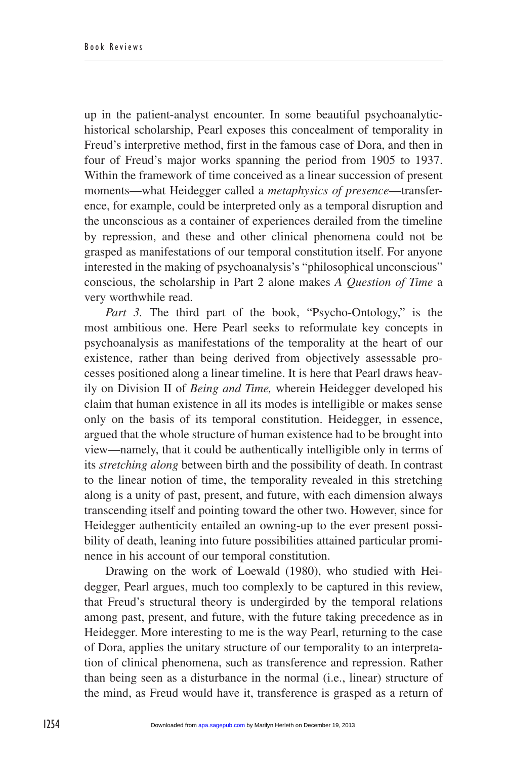up in the patient-analyst encounter. In some beautiful psychoanalytic-historical scholarship, Pearl exposes this concealment of temporality in Freud's interpretive method, first in the famous case of Dora, and then in four of Freud's major works spanning the period from 1905 to 1937. Within the framework of time conceived as a linear succession of present moments—what Heidegger called a *metaphysics of presence*—transference, for example, could be interpreted only as a temporal disruption and the unconscious as a container of experiences derailed from the timeline by repression, and these and other clinical phenomena could not be grasped as manifestations of our temporal constitution itself. For anyone interested in the making of psychoanalysis's "philosophical unconscious" conscious, the scholarship in Part 2 alone makes *A Question of Time* a very worthwhile read.

*Part 3.* The third part of the book, "Psycho-Ontology," is the most ambitious one. Here Pearl seeks to reformulate key concepts in psychoanalysis as manifestations of the temporality at the heart of our existence, rather than being derived from objectively assessable processes positioned along a linear timeline. It is here that Pearl draws heavily on Division II of *Being and Time,* wherein Heidegger developed his claim that human existence in all its modes is intelligible or makes sense only on the basis of its temporal constitution. Heidegger, in essence, argued that the whole structure of human existence had to be brought into view—namely, that it could be authentically intelligible only in terms of its *stretching along* between birth and the possibility of death. In contrast to the linear notion of time, the temporality revealed in this stretching along is a unity of past, present, and future, with each dimension always transcending itself and pointing toward the other two. However, since for Heidegger authenticity entailed an owning-up to the ever present possibility of death, leaning into future possibilities attained particular prominence in his account of our temporal constitution.

Drawing on the work of Loewald (1980), who studied with Heidegger, Pearl argues, much too complexly to be captured in this review, that Freud's structural theory is undergirded by the temporal relations among past, present, and future, with the future taking precedence as in Heidegger. More interesting to me is the way Pearl, returning to the case of Dora, applies the unitary structure of our temporality to an interpretation of clinical phenomena, such as transference and repression. Rather than being seen as a disturbance in the normal (i.e., linear) structure of the mind, as Freud would have it, transference is grasped as a return of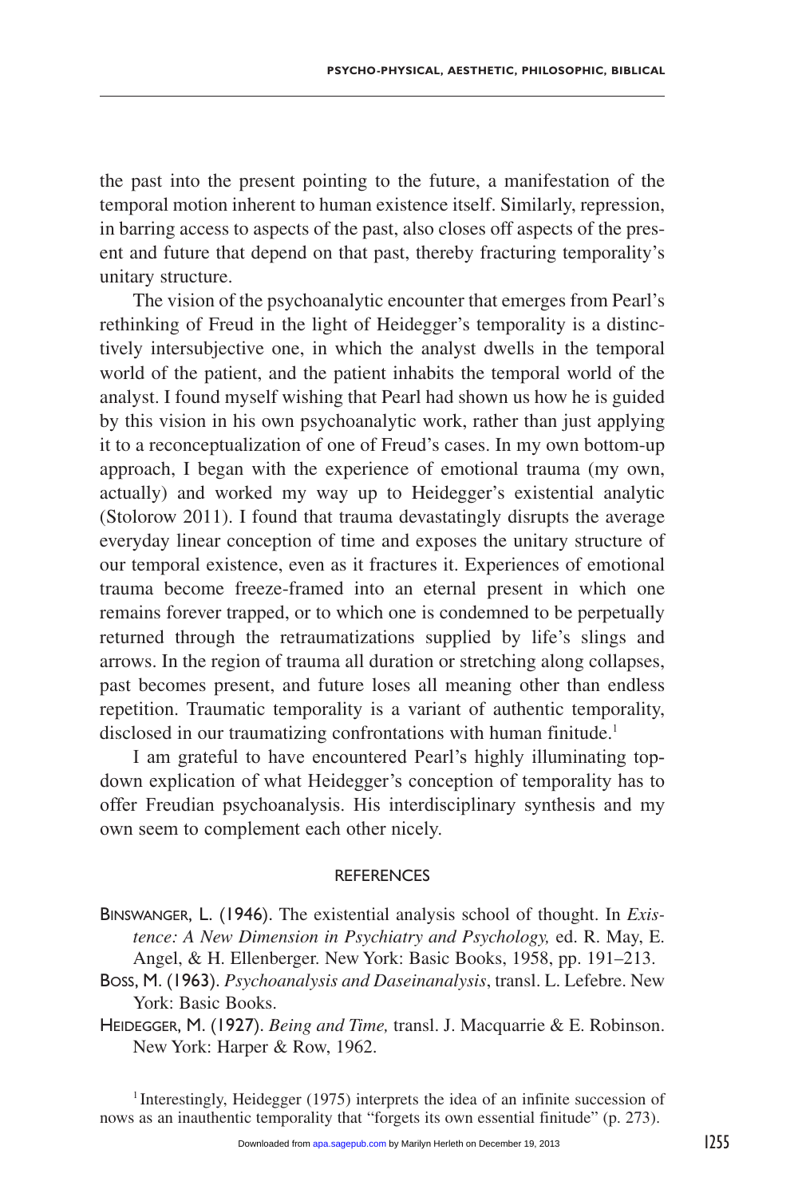the past into the present pointing to the future, a manifestation of the temporal motion inherent to human existence itself. Similarly, repression, in barring access to aspects of the past, also closes off aspects of the present and future that depend on that past, thereby fracturing temporality's unitary structure.

The vision of the psychoanalytic encounter that emerges from Pearl's rethinking of Freud in the light of Heidegger's temporality is a distinctively intersubjective one, in which the analyst dwells in the temporal world of the patient, and the patient inhabits the temporal world of the analyst. I found myself wishing that Pearl had shown us how he is guided by this vision in his own psychoanalytic work, rather than just applying it to a reconceptualization of one of Freud's cases. In my own bottom-up approach, I began with the experience of emotional trauma (my own, actually) and worked my way up to Heidegger's existential analytic (Stolorow 2011). I found that trauma devastatingly disrupts the average everyday linear conception of time and exposes the unitary structure of our temporal existence, even as it fractures it. Experiences of emotional trauma become freeze-framed into an eternal present in which one remains forever trapped, or to which one is condemned to be perpetually returned through the retraumatizations supplied by life's slings and arrows. In the region of trauma all duration or stretching along collapses, past becomes present, and future loses all meaning other than endless repetition. Traumatic temporality is a variant of authentic temporality, disclosed in our traumatizing confrontations with human finitude.[1]

I am grateful to have encountered Pearl's highly illuminating top-down explication of what Heidegger's conception of temporality has to offer Freudian psychoanalysis. His interdisciplinary synthesis and my own seem to complement each other nicely.

## REFERENCES

Binswanger, L. (1946). The existential analysis school of thought. In *Existence: A New Dimension in Psychiatry and Psychology,* ed. R. May, E. Angel, & H. Ellenberger. New York: Basic Books, 1958, pp. 191–213.

Boss, M. (1963). *Psychoanalysis and Daseinanalysis*, transl. L. Lefebre. New York: Basic Books.

Heidegger, M. (1927). *Being and Time,* transl. J. Macquarrie & E. Robinson. New York: Harper & Row, 1962.

[1] Interestingly, Heidegger (1975) interprets the idea of an infinite succession of nows as an inauthentic temporality that "forgets its own essential finitude" (p. 273).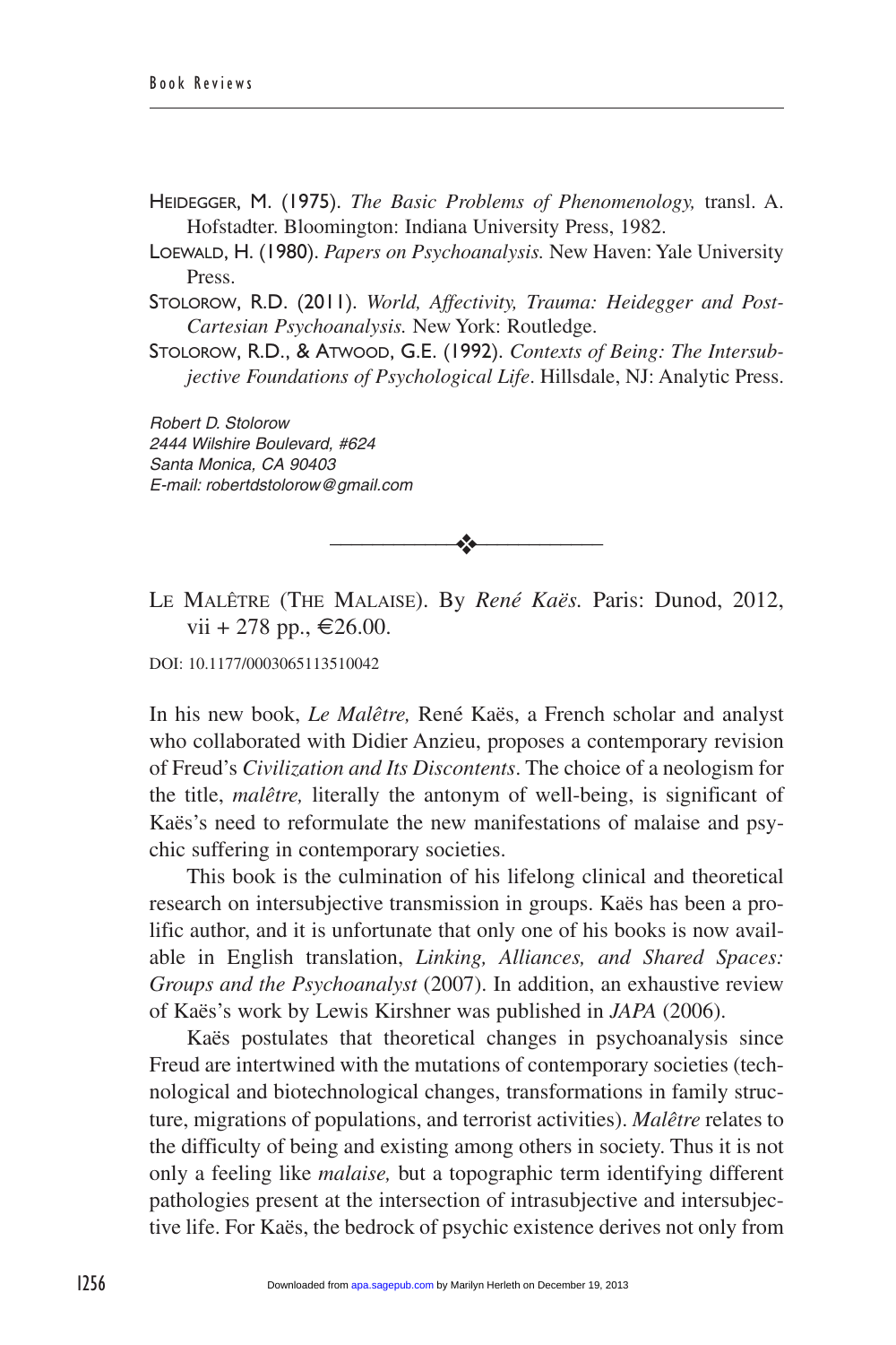HEIDEGGER, M. (1975). *The Basic Problems of Phenomenology,* transl. A. Hofstadter. Bloomington: Indiana University Press, 1982.

LOEWALD, H. (1980). *Papers on Psychoanalysis.* New Haven: Yale University Press.

STOLOROW, R.D. (2011). *World, Affectivity, Trauma: Heidegger and Post-Cartesian Psychoanalysis.* New York: Routledge.

STOLOROW, R.D., & ATWOOD, G.E. (1992). *Contexts of Being: The Intersubjective Foundations of Psychological Life*. Hillsdale, NJ: Analytic Press.

*Robert D. Stolorow*
*2444 Wilshire Boulevard, #624*
*Santa Monica, CA 90403*
*E-mail: robertdstolorow@gmail.com*

---

LE MALÊTRE (THE MALAISE). By *René Kaës.* Paris: Dunod, 2012, vii + 278 pp., €26.00.

DOI: 10.1177/0003065113510042

In his new book, *Le Malêtre,* René Kaës, a French scholar and analyst who collaborated with Didier Anzieu, proposes a contemporary revision of Freud's *Civilization and Its Discontents*. The choice of a neologism for the title, *malêtre,* literally the antonym of well-being, is significant of Kaës's need to reformulate the new manifestations of malaise and psychic suffering in contemporary societies.

This book is the culmination of his lifelong clinical and theoretical research on intersubjective transmission in groups. Kaës has been a prolific author, and it is unfortunate that only one of his books is now available in English translation, *Linking, Alliances, and Shared Spaces: Groups and the Psychoanalyst* (2007). In addition, an exhaustive review of Kaës's work by Lewis Kirshner was published in *JAPA* (2006).

Kaës postulates that theoretical changes in psychoanalysis since Freud are intertwined with the mutations of contemporary societies (technological and biotechnological changes, transformations in family structure, migrations of populations, and terrorist activities). *Malêtre* relates to the difficulty of being and existing among others in society. Thus it is not only a feeling like *malaise,* but a topographic term identifying different pathologies present at the intersection of intrasubjective and intersubjective life. For Kaës, the bedrock of psychic existence derives not only from